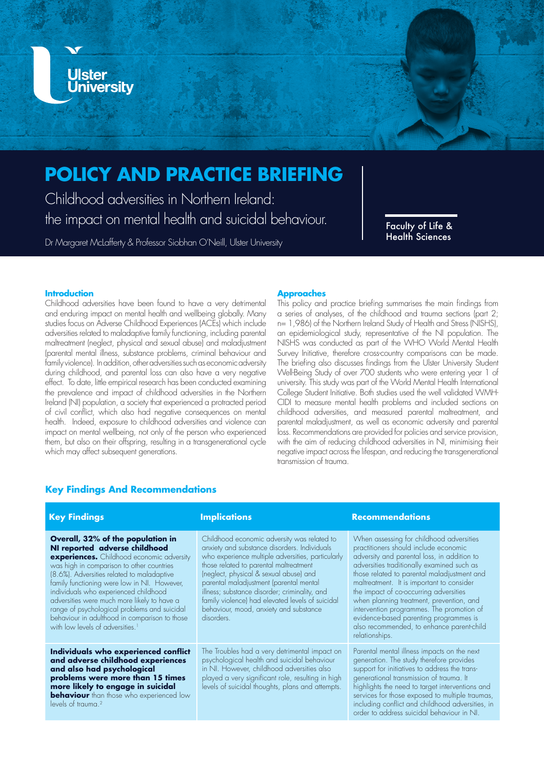Ulster University

# POLICY AND PRACTICE BRIEFING

Childhood adversities in Northern Ireland: the impact on mental health and suicidal behaviour.

Dr Margaret McLafferty & Professor Siobhan O'Neill, Ulster University

Faculty of Life & Health Sciences

## Introduction

Childhood adversities have been found to have a very detrimental and enduring impact on mental health and wellbeing globally. Many studies focus on Adverse Childhood Experiences (ACEs) which include adversities related to maladaptive family functioning, including parental maltreatment (neglect, physical and sexual abuse) and maladjustment (parental mental illness, substance problems, criminal behaviour and family violence). In addition, other adversities such as economic adversity during childhood, and parental loss can also have a very negative effect. To date, little empirical research has been conducted examining the prevalence and impact of childhood adversities in the Northern Ireland (NI) population, a society that experienced a protracted period of civil conflict, which also had negative consequences on mental health. Indeed, exposure to childhood adversities and violence can impact on mental wellbeing, not only of the person who experienced them, but also on their offspring, resulting in a transgenerational cycle which may affect subsequent generations.

## Approaches

This policy and practice briefing summarises the main findings from a series of analyses, of the childhood and trauma sections (part 2; n= 1,986) of the Northern Ireland Study of Health and Stress (NISHS), an epidemiological study, representative of the NI population. The NISHS was conducted as part of the WHO World Mental Health Survey Initiative, therefore cross-country comparisons can be made. The briefing also discusses findings from the Ulster University Student Well-Being Study of over 700 students who were entering year 1 of university. This study was part of the World Mental Health International College Student Initiative. Both studies used the well validated WMH-CIDI to measure mental health problems and included sections on childhood adversities, and measured parental maltreatment, and parental maladjustment, as well as economic adversity and parental loss. Recommendations are provided for policies and service provision, with the aim of reducing childhood adversities in NI, minimising their negative impact across the lifespan, and reducing the transgenerational transmission of trauma.

## Key Findings And Recommendations

| Key Findings | Implications | Recommendations |
|---|---|---|
| **Overall, 32% of the population in NI reported adverse childhood experiences.** Childhood economic adversity was high in comparison to other countries (8.6%). Adversities related to maladaptive family functioning were low in NI. However, individuals who experienced childhood adversities were much more likely to have a range of psychological problems and suicidal behaviour in adulthood in comparison to those with low levels of adversities.[1] | Childhood economic adversity was related to anxiety and substance disorders. Individuals who experience multiple adversities, particularly those related to parental maltreatment (neglect, physical & sexual abuse) and parental maladjustment (parental mental illness; substance disorder; criminality, and family violence) had elevated levels of suicidal behaviour, mood, anxiety and substance disorders. | When assessing for childhood adversities practitioners should include economic adversity and parental loss, in addition to adversities traditionally examined such as those related to parental maladjustment and maltreatment. It is important to consider the impact of co-occurring adversities when planning treatment, prevention, and intervention programmes. The promotion of evidence-based parenting programmes is also recommended, to enhance parent-child relationships. |
| **Individuals who experienced conflict and adverse childhood experiences and also had psychological problems were more than 15 times more likely to engage in suicidal behaviour** than those who experienced low levels of trauma.[2] | The Troubles had a very detrimental impact on psychological health and suicidal behaviour in NI. However, childhood adversities also played a very significant role, resulting in high levels of suicidal thoughts, plans and attempts. | Parental mental illness impacts on the next generation. The study therefore provides support for initiatives to address the trans-generational transmission of trauma. It highlights the need to target interventions and services for those exposed to multiple traumas, including conflict and childhood adversities, in order to address suicidal behaviour in NI. |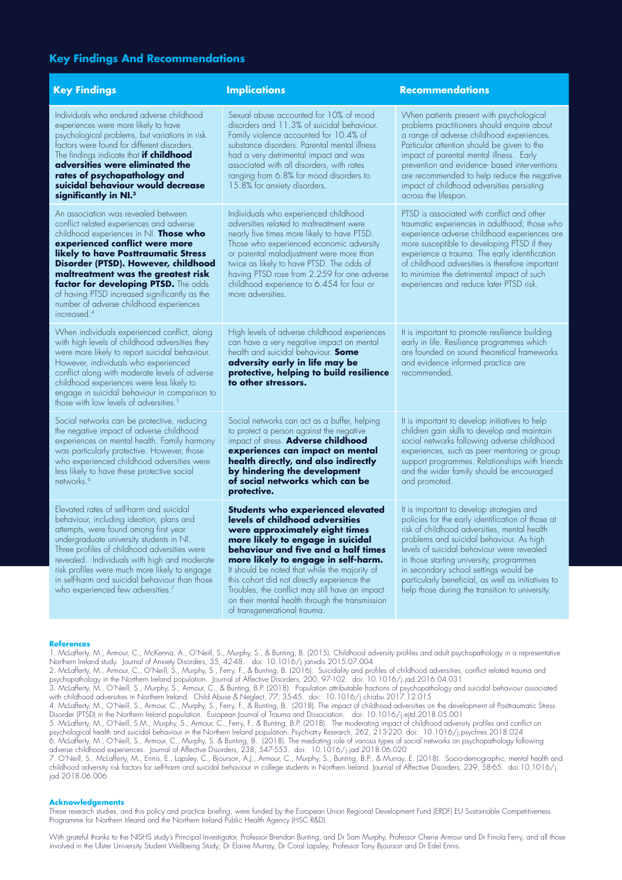## Key Findings And Recommendations

| Key Findings | Implications | Recommendations |
|---|---|---|
| Individuals who endured adverse childhood experiences were more likely to have psychological problems, but variations in risk factors were found for different disorders. The findings indicate that **if childhood adversities were eliminated the rates of psychopathology and suicidal behaviour would decrease significantly in NI.**[3] | Sexual abuse accounted for 10% of mood disorders and 11.3% of suicidal behaviour. Family violence accounted for 10.4% of substance disorders. Parental mental illness had a very detrimental impact and was associated with all disorders, with rates ranging from 6.8% for mood disorders to 15.8% for anxiety disorders. | When patients present with psychological problems practitioners should enquire about a range of adverse childhood experiences. Particular attention should be given to the impact of parental mental illness. Early prevention and evidence- based interventions are recommended to help reduce the negative impact of childhood adversities persisting across the lifespan. |
| An association was revealed between conflict related experiences and adverse childhood experiences in NI. **Those who experienced conflict were more likely to have Posttraumatic Stress Disorder (PTSD). However, childhood maltreatment was the greatest risk factor for developing PTSD.** The odds of having PTSD increased significantly as the number of adverse childhood experiences increased.[4] | Individuals who experienced childhood adversities related to maltreatment were nearly five times more likely to have PTSD. Those who experienced economic adversity or parental maladjustment were more than twice as likely to have PTSD. The odds of having PTSD rose from 2.259 for one adverse childhood experience to 6.454 for four or more adversities. | PTSD is associated with conflict and other traumatic experiences in adulthood; those who experience adverse childhood experiences are more susceptible to developing PTSD if they experience a trauma. The early identification of childhood adversities is therefore important to minimise the detrimental impact of such experiences and reduce later PTSD risk. |
| When individuals experienced conflict, along with high levels of childhood adversities they were more likely to report suicidal behaviour. However, individuals who experienced conflict along with moderate levels of adverse childhood experiences were less likely to engage in suicidal behaviour in comparison to those with low levels of adversities.[5] | High levels of adverse childhood experiences can have a very negative impact on mental health and suicidal behaviour. **Some adversity early in life may be protective, helping to build resilience to other stressors.** | It is important to promote resilience building early in life. Resilience programmes which are founded on sound theoretical frameworks and evidence informed practice are recommended. |
| Social networks can be protective, reducing the negative impact of adverse childhood experiences on mental health. Family harmony was particularly protective. However, those who experienced childhood adversities were less likely to have these protective social networks.[6] | Social networks can act as a buffer, helping to protect a person against the negative impact of stress. **Adverse childhood experiences can impact on mental health directly, and also indirectly by hindering the development of social networks which can be protective.** | It is important to develop initiatives to help children gain skills to develop and maintain social networks following adverse childhood experiences, such as peer mentoring or group support programmes. Relationships with friends and the wider family should be encouraged and promoted. |
| Elevated rates of self-harm and suicidal behaviour, including ideation, plans and attempts, were found among first year undergraduate university students in NI. Three profiles of childhood adversities were revealed. Individuals with high and moderate risk profiles were much more likely to engage in self-harm and suicidal behaviour than those who experienced few adversities.[7] | **Students who experienced elevated levels of childhood adversities were approximately eight times more likely to engage in suicidal behaviour and five and a half times more likely to engage in self-harm.** It should be noted that while the majority of this cohort did not directly experience the Troubles, the conflict may still have an impact on their mental health through the transmission of transgenerational trauma. | It is important to develop strategies and policies for the early identification of those at risk of childhood adversities, mental health problems and suicidal behaviour. As high levels of suicidal behaviour were revealed in those starting university, programmes in secondary school settings would be particularly beneficial, as well as initiatives to help those during the transition to university. |

### References

1. McLafferty, M., Armour, C., McKenna, A., O'Neill, S., Murphy, S., & Bunting, B. (2015). Childhood adversity profiles and adult psychopathology in a representative Northern Ireland study. Journal of Anxiety Disorders, 35, 42-48. doi: 10.1016/j.janxdis.2015.07.004
2. McLafferty, M., Armour, C., O'Neill, S., Murphy, S., Ferry, F., & Bunting, B. (2016). Suicidality and profiles of childhood adversities, conflict related trauma and psychopathology in the Northern Ireland population. Journal of Affective Disorders, 200, 97-102. doi: 10.1016/j.jad.2016.04.031
3. McLafferty, M., O'Neill, S., Murphy, S., Armour, C., & Bunting, B.P. (2018). Population attributable fractions of psychopathology and suicidal behaviour associated with childhood adversities in Northern Ireland. Child Abuse & Neglect, 77, 35-45. doi: 10.1016/j.chiabu.2017.12.015
4. McLafferty, M., O'Neill, S., Armour, C., Murphy, S., Ferry, F., & Bunting, B. (2018). The impact of childhood adversities on the development of Posttraumatic Stress Disorder (PTSD) in the Northern Ireland population. European Journal of Trauma and Dissociation. doi: 10.1016/j.ejtd.2018.05.001
5. McLafferty, M., O'Neill, S.M., Murphy, S., Armour, C., Ferry, F., & Bunting, B.P. (2018). The moderating impact of childhood adversity profiles and conflict on psychological health and suicidal behaviour in the Northern Ireland population. Psychiatry Research, 262, 213-220. doi: 10.1016/j.psychres.2018.024
6. McLafferty, M., O'Neill, S., Armour, C., Murphy, S. & Bunting, B. (2018). The mediating role of various types of social networks on psychopathology following adverse childhood experiences. Journal of Affective Disorders, 238, 547-553. doi: 10.1016/j.jad.2018.06.020
7. O'Neill, S., McLafferty, M., Ennis, E., Lapsley, C., Bjourson, A.J., Armour, C., Murphy, S., Bunting, B.P., & Murray, E. (2018). Socio-demographic, mental health and childhood adversity risk factors for self-harm and suicidal behaviour in college students in Northern Ireland. Journal of Affective Disorders, 239, 58-65. doi:10.1016/j.jad.2018.06.006

### Acknowledgements

These research studies, and this policy and practice briefing, were funded by the European Union Regional Development Fund (ERDF) EU Sustainable Competitiveness Programme for Northern Irleand and the Northern Ireland Public Health Agency (HSC R&D).

With grateful thanks to the NISHS study's Principal Investigator, Professor Brendan Bunting, and Dr Sam Murphy, Professor Cherie Armour and Dr Finola Ferry, and all those involved in the Ulster University Student Wellbeing Study; Dr Elaine Murray, Dr Coral Lapsley, Professor Tony Bjourson and Dr Edel Ennis.